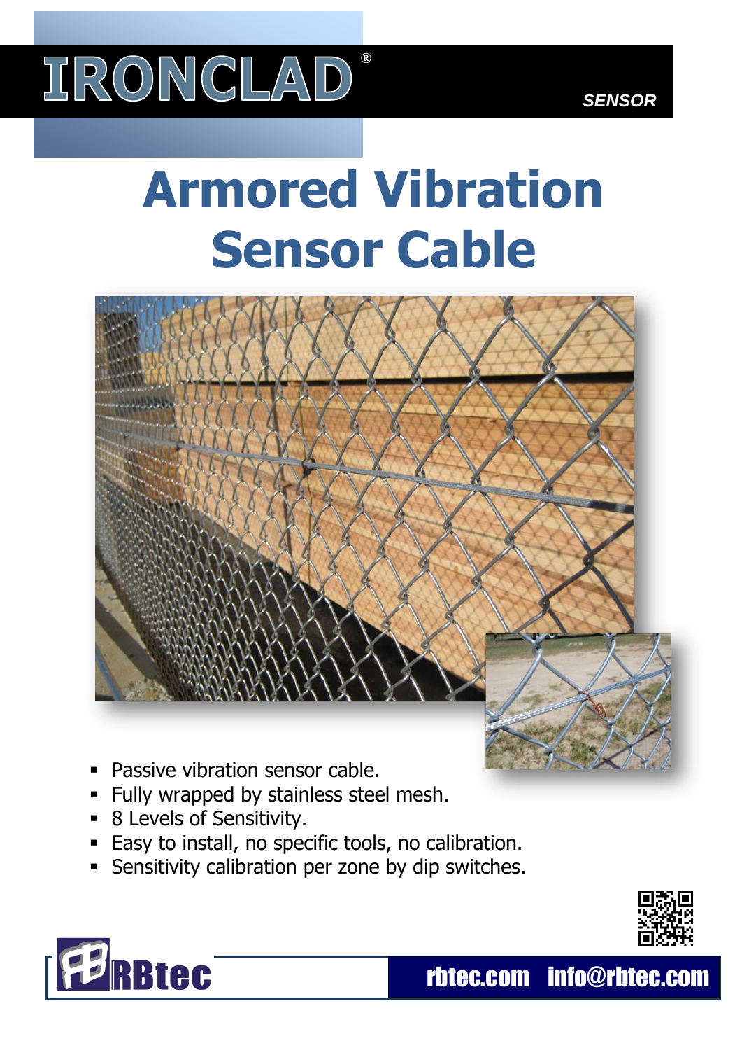IRONCLAD®

*SENSOR*

# Armored Vibration Sensor Cable

- Passive vibration sensor cable.
- Fully wrapped by stainless steel mesh.
- 8 Levels of Sensitivity.
- Easy to install, no specific tools, no calibration.
- Sensitivity calibration per zone by dip switches.

RBtec

rbtec.com info@rbtec.com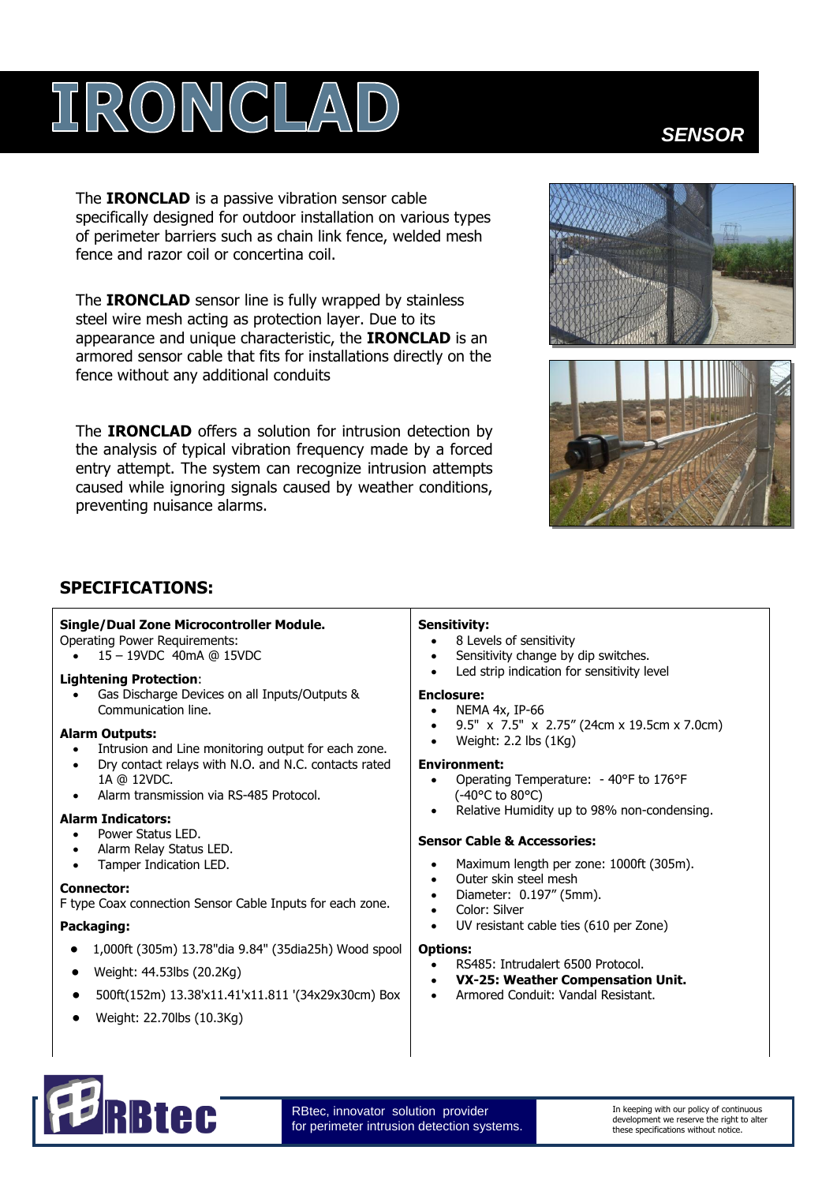# IRONCLAD

**SENSOR**

The **IRONCLAD** is a passive vibration sensor cable specifically designed for outdoor installation on various types of perimeter barriers such as chain link fence, welded mesh fence and razor coil or concertina coil.

The **IRONCLAD** sensor line is fully wrapped by stainless steel wire mesh acting as protection layer. Due to its appearance and unique characteristic, the **IRONCLAD** is an armored sensor cable that fits for installations directly on the fence without any additional conduits

The **IRONCLAD** offers a solution for intrusion detection by the analysis of typical vibration frequency made by a forced entry attempt. The system can recognize intrusion attempts caused while ignoring signals caused by weather conditions, preventing nuisance alarms.

## SPECIFICATIONS:

**Single/Dual Zone Microcontroller Module.**
Operating Power Requirements:
- 15 – 19VDC 40mA @ 15VDC

**Lightening Protection**:
- Gas Discharge Devices on all Inputs/Outputs & Communication line.

**Alarm Outputs:**
- Intrusion and Line monitoring output for each zone.
- Dry contact relays with N.O. and N.C. contacts rated 1A @ 12VDC.
- Alarm transmission via RS-485 Protocol.

**Alarm Indicators:**
- Power Status LED.
- Alarm Relay Status LED.
- Tamper Indication LED.

**Connector:**
F type Coax connection Sensor Cable Inputs for each zone.

**Packaging:**
- 1,000ft (305m) 13.78"dia 9.84" (35dia25h) Wood spool
- Weight: 44.53lbs (20.2Kg)
- 500ft(152m) 13.38'x11.41'x11.811 '(34x29x30cm) Box
- Weight: 22.70lbs (10.3Kg)

**Sensitivity:**
- 8 Levels of sensitivity
- Sensitivity change by dip switches.
- Led strip indication for sensitivity level

**Enclosure:**
- NEMA 4x, IP-66
- 9.5" x 7.5" x 2.75" (24cm x 19.5cm x 7.0cm)
- Weight: 2.2 lbs (1Kg)

**Environment:**
- Operating Temperature: - 40°F to 176°F (-40°C to 80°C)
- Relative Humidity up to 98% non-condensing.

**Sensor Cable & Accessories:**
- Maximum length per zone: 1000ft (305m).
- Outer skin steel mesh
- Diameter: 0.197" (5mm).
- Color: Silver
- UV resistant cable ties (610 per Zone)

**Options:**
- RS485: Intrudalert 6500 Protocol.
- **VX-25: Weather Compensation Unit.**
- Armored Conduit: Vandal Resistant.

RBtec

RBtec, innovator solution provider for perimeter intrusion detection systems.

In keeping with our policy of continuous development we reserve the right to alter these specifications without notice.